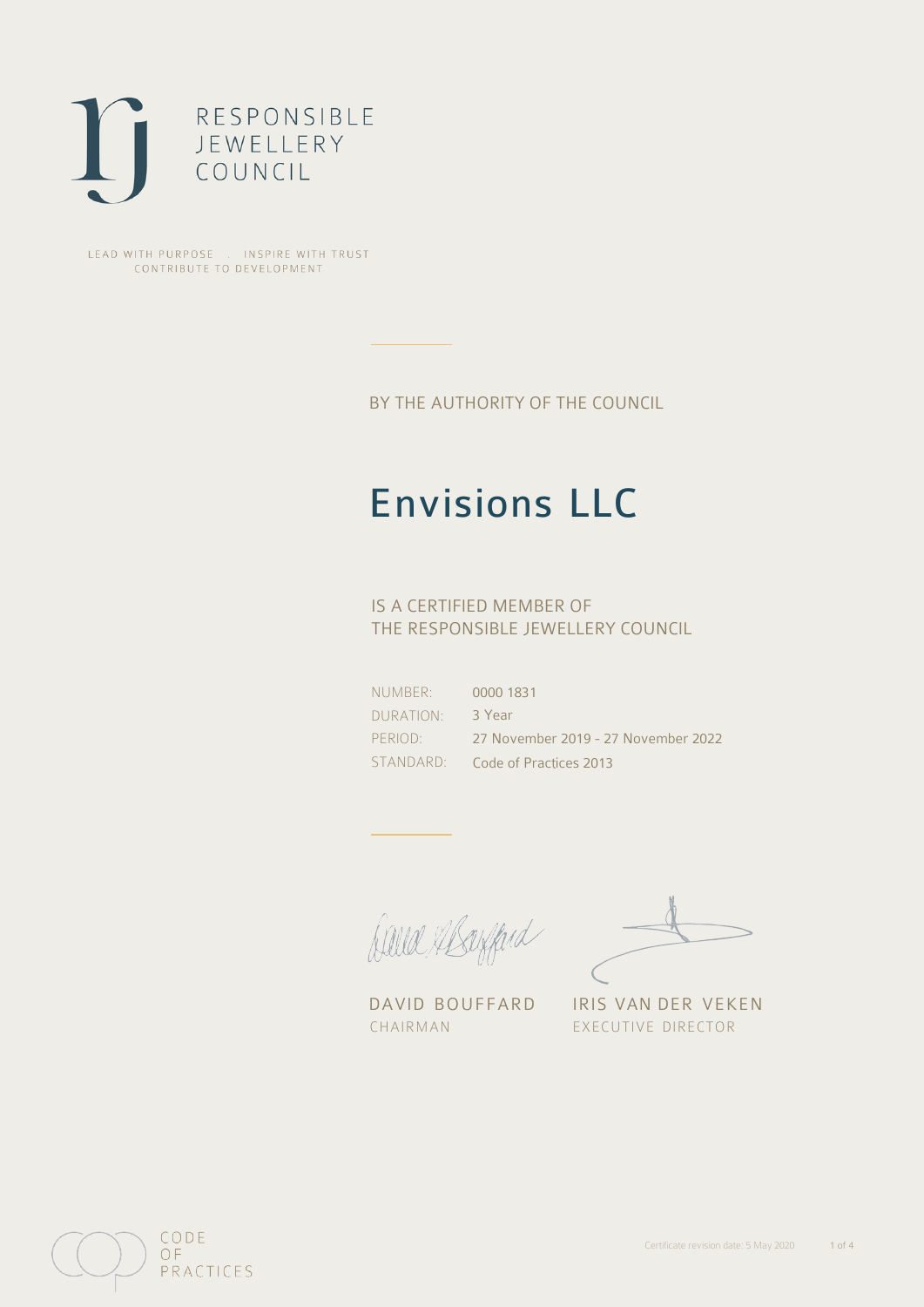RESPONSIBLE
JEWELLERY
COUNCIL

LEAD WITH PURPOSE . INSPIRE WITH TRUST
CONTRIBUTE TO DEVELOPMENT

BY THE AUTHORITY OF THE COUNCIL

# Envisions LLC

IS A CERTIFIED MEMBER OF
THE RESPONSIBLE JEWELLERY COUNCIL

| | |
|---|---|
| NUMBER: | 0000 1831 |
| DURATION: | 3 Year |
| PERIOD: | 27 November 2019 - 27 November 2022 |
| STANDARD: | Code of Practices 2013 |

DAVID BOUFFARD
CHAIRMAN

IRIS VAN DER VEKEN
EXECUTIVE DIRECTOR

CODE
OF
PRACTICES

Certificate revision date: 5 May 2020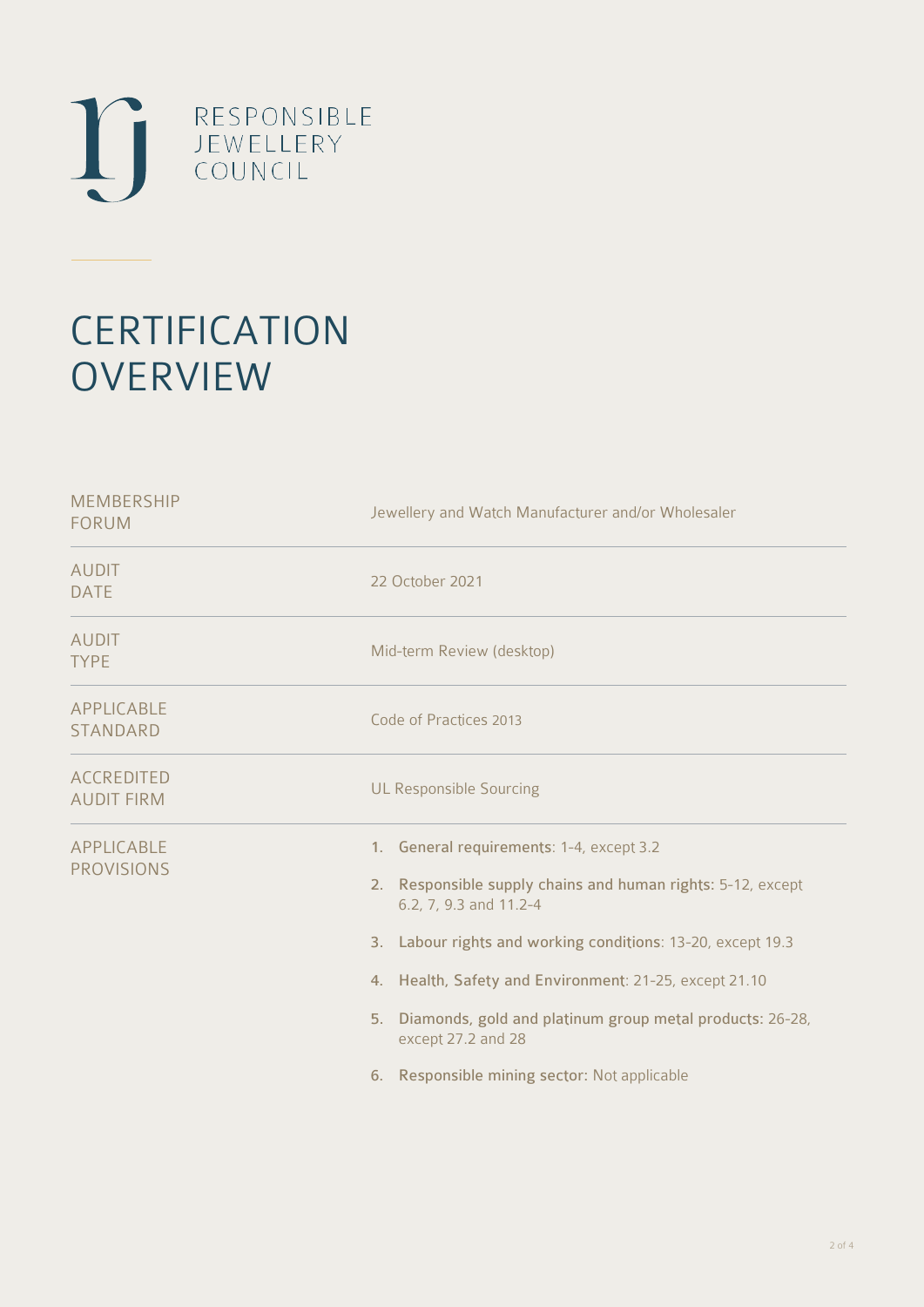RESPONSIBLE JEWELLERY COUNCIL

# CERTIFICATION OVERVIEW

| | |
|---|---|
| MEMBERSHIP FORUM | Jewellery and Watch Manufacturer and/or Wholesaler |
| AUDIT DATE | 22 October 2021 |
| AUDIT TYPE | Mid-term Review (desktop) |
| APPLICABLE STANDARD | Code of Practices 2013 |
| ACCREDITED AUDIT FIRM | UL Responsible Sourcing |
| APPLICABLE PROVISIONS | 1. **General requirements**: 1-4, except 3.2<br>2. **Responsible supply chains and human rights**: 5-12, except 6.2, 7, 9.3 and 11.2-4<br>3. **Labour rights and working conditions**: 13-20, except 19.3<br>4. **Health, Safety and Environment**: 21-25, except 21.10<br>5. **Diamonds, gold and platinum group metal products**: 26-28, except 27.2 and 28<br>6. **Responsible mining sector**: Not applicable |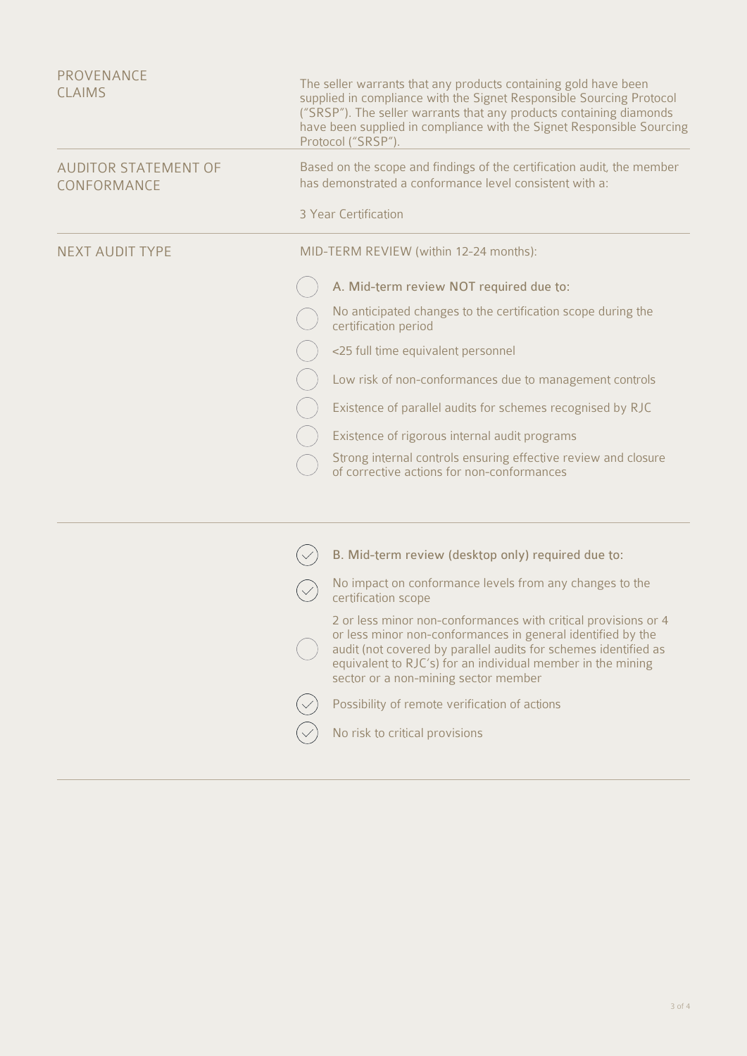| | |
|---|---|
| PROVENANCE CLAIMS | The seller warrants that any products containing gold have been supplied in compliance with the Signet Responsible Sourcing Protocol ("SRSP"). The seller warrants that any products containing diamonds have been supplied in compliance with the Signet Responsible Sourcing Protocol ("SRSP"). |
| AUDITOR STATEMENT OF CONFORMANCE | Based on the scope and findings of the certification audit, the member has demonstrated a conformance level consistent with a:<br><br>3 Year Certification |

## NEXT AUDIT TYPE

MID-TERM REVIEW (within 12-24 months):

- [ ] A. Mid-term review NOT required due to:
- [ ] No anticipated changes to the certification scope during the certification period
- [ ] <25 full time equivalent personnel
- [ ] Low risk of non-conformances due to management controls
- [ ] Existence of parallel audits for schemes recognised by RJC
- [ ] Existence of rigorous internal audit programs
- [ ] Strong internal controls ensuring effective review and closure of corrective actions for non-conformances

---

- [x] B. Mid-term review (desktop only) required due to:
- [x] No impact on conformance levels from any changes to the certification scope
- [ ] 2 or less minor non-conformances with critical provisions or 4 or less minor non-conformances in general identified by the audit (not covered by parallel audits for schemes identified as equivalent to RJC's) for an individual member in the mining sector or a non-mining sector member
- [x] Possibility of remote verification of actions
- [x] No risk to critical provisions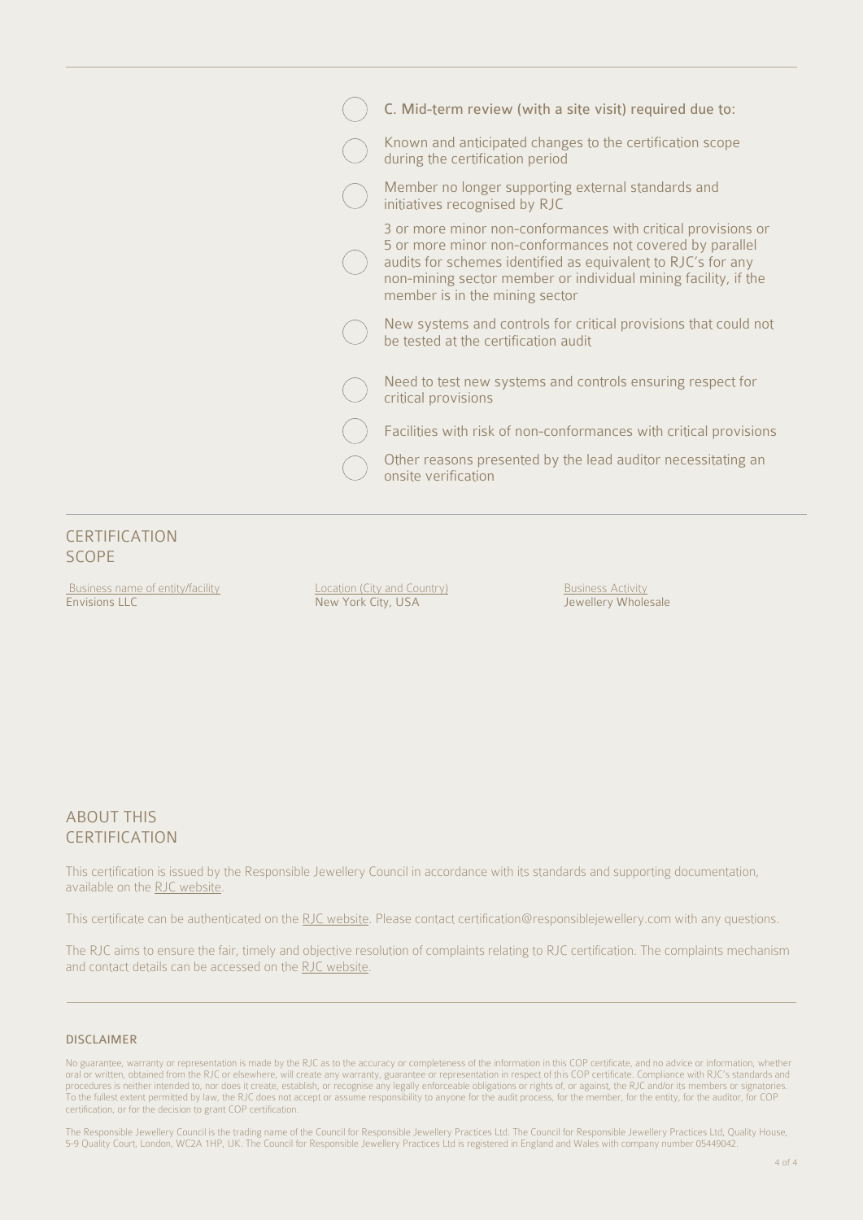- ◯ **C. Mid-term review (with a site visit) required due to:**
- ◯ Known and anticipated changes to the certification scope during the certification period
- ◯ Member no longer supporting external standards and initiatives recognised by RJC
- ◯ 3 or more minor non-conformances with critical provisions or 5 or more minor non-conformances not covered by parallel audits for schemes identified as equivalent to RJC's for any non-mining sector member or individual mining facility, if the member is in the mining sector
- ◯ New systems and controls for critical provisions that could not be tested at the certification audit
- ◯ Need to test new systems and controls ensuring respect for critical provisions
- ◯ Facilities with risk of non-conformances with critical provisions
- ◯ Other reasons presented by the lead auditor necessitating an onsite verification

## CERTIFICATION SCOPE

| Business name of entity/facility | Location (City and Country) | Business Activity |
| --- | --- | --- |
| Envisions LLC | New York City, USA | Jewellery Wholesale |

## ABOUT THIS CERTIFICATION

This certification is issued by the Responsible Jewellery Council in accordance with its standards and supporting documentation, available on the RJC website.

This certificate can be authenticated on the RJC website. Please contact certification@responsiblejewellery.com with any questions.

The RJC aims to ensure the fair, timely and objective resolution of complaints relating to RJC certification. The complaints mechanism and contact details can be accessed on the RJC website.

### DISCLAIMER

No guarantee, warranty or representation is made by the RJC as to the accuracy or completeness of the information in this COP certificate, and no advice or information, whether oral or written, obtained from the RJC or elsewhere, will create any warranty, guarantee or representation in respect of this COP certificate. Compliance with RJC's standards and procedures is neither intended to, nor does it create, establish, or recognise any legally enforceable obligations or rights of, or against, the RJC and/or its members or signatories. To the fullest extent permitted by law, the RJC does not accept or assume responsibility to anyone for the audit process, for the member, for the entity, for the auditor, for COP certification, or for the decision to grant COP certification.

The Responsible Jewellery Council is the trading name of the Council for Responsible Jewellery Practices Ltd. The Council for Responsible Jewellery Practices Ltd, Quality House, 5-9 Quality Court, London, WC2A 1HP, UK. The Council for Responsible Jewellery Practices Ltd is registered in England and Wales with company number 05449042.